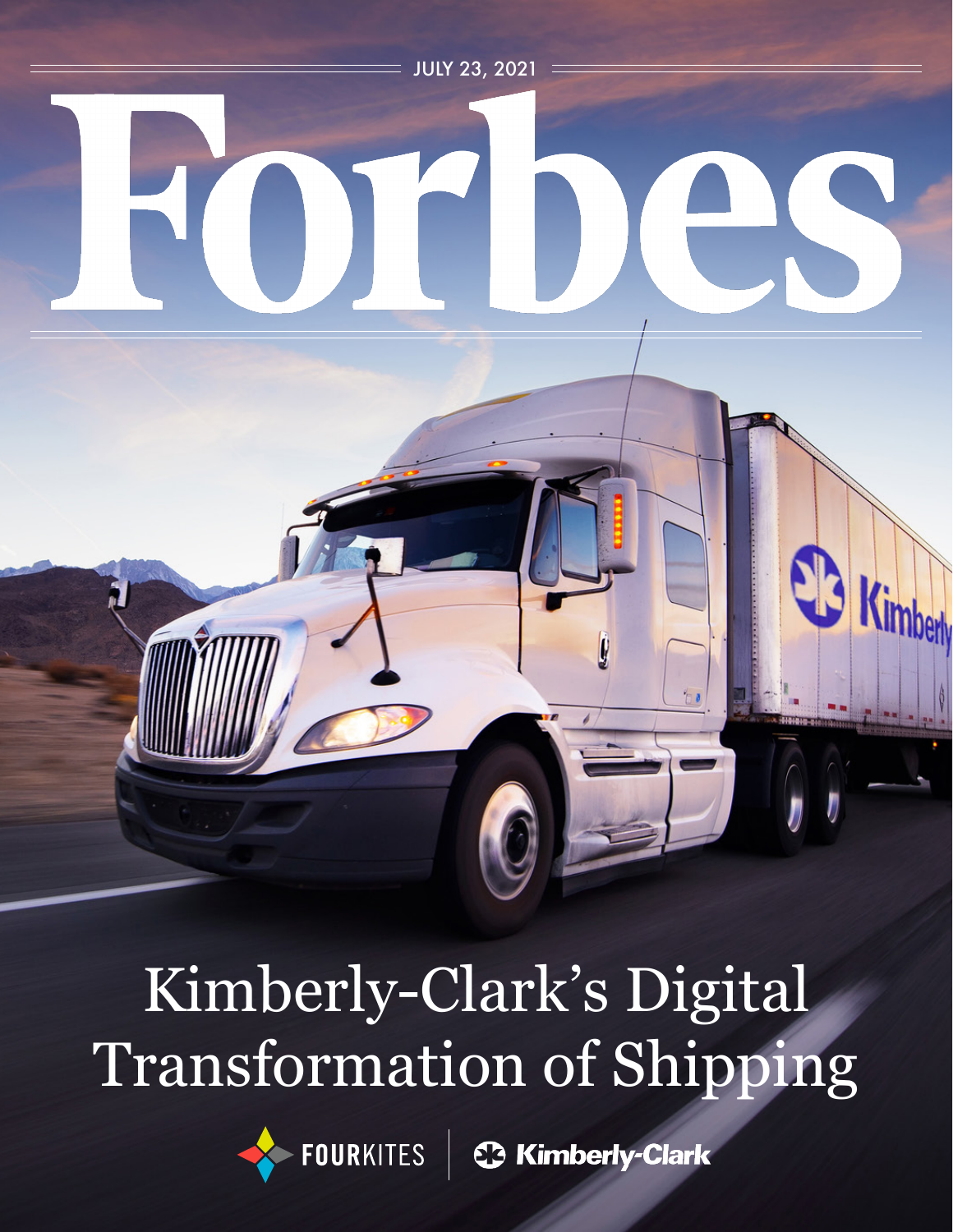JULY 23, 2021

# Forbes

# Kimberly-Clark's Digital Transformation of Shipping

FOURKITES | Kimberly-Clark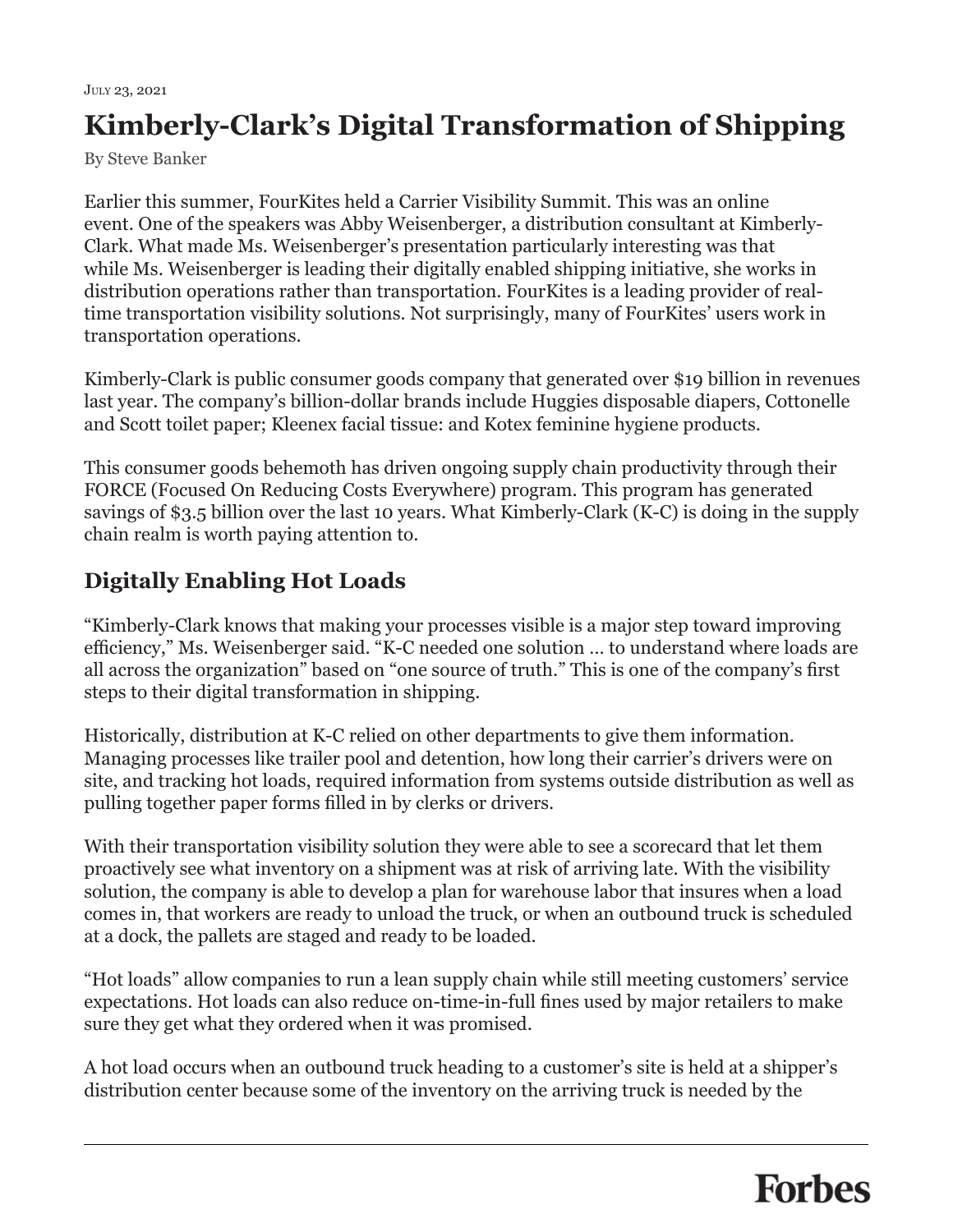July 23, 2021

# Kimberly-Clark's Digital Transformation of Shipping

By Steve Banker

Earlier this summer, FourKites held a Carrier Visibility Summit. This was an online event. One of the speakers was Abby Weisenberger, a distribution consultant at Kimberly-Clark. What made Ms. Weisenberger's presentation particularly interesting was that while Ms. Weisenberger is leading their digitally enabled shipping initiative, she works in distribution operations rather than transportation. FourKites is a leading provider of real-time transportation visibility solutions. Not surprisingly, many of FourKites' users work in transportation operations.

Kimberly-Clark is public consumer goods company that generated over $19 billion in revenues last year. The company's billion-dollar brands include Huggies disposable diapers, Cottonelle and Scott toilet paper; Kleenex facial tissue: and Kotex feminine hygiene products.

This consumer goods behemoth has driven ongoing supply chain productivity through their FORCE (Focused On Reducing Costs Everywhere) program. This program has generated savings of $3.5 billion over the last 10 years. What Kimberly-Clark (K-C) is doing in the supply chain realm is worth paying attention to.

## Digitally Enabling Hot Loads

"Kimberly-Clark knows that making your processes visible is a major step toward improving efficiency," Ms. Weisenberger said. "K-C needed one solution … to understand where loads are all across the organization" based on "one source of truth." This is one of the company's first steps to their digital transformation in shipping.

Historically, distribution at K-C relied on other departments to give them information. Managing processes like trailer pool and detention, how long their carrier's drivers were on site, and tracking hot loads, required information from systems outside distribution as well as pulling together paper forms filled in by clerks or drivers.

With their transportation visibility solution they were able to see a scorecard that let them proactively see what inventory on a shipment was at risk of arriving late. With the visibility solution, the company is able to develop a plan for warehouse labor that insures when a load comes in, that workers are ready to unload the truck, or when an outbound truck is scheduled at a dock, the pallets are staged and ready to be loaded.

"Hot loads" allow companies to run a lean supply chain while still meeting customers' service expectations. Hot loads can also reduce on-time-in-full fines used by major retailers to make sure they get what they ordered when it was promised.

A hot load occurs when an outbound truck heading to a customer's site is held at a shipper's distribution center because some of the inventory on the arriving truck is needed by the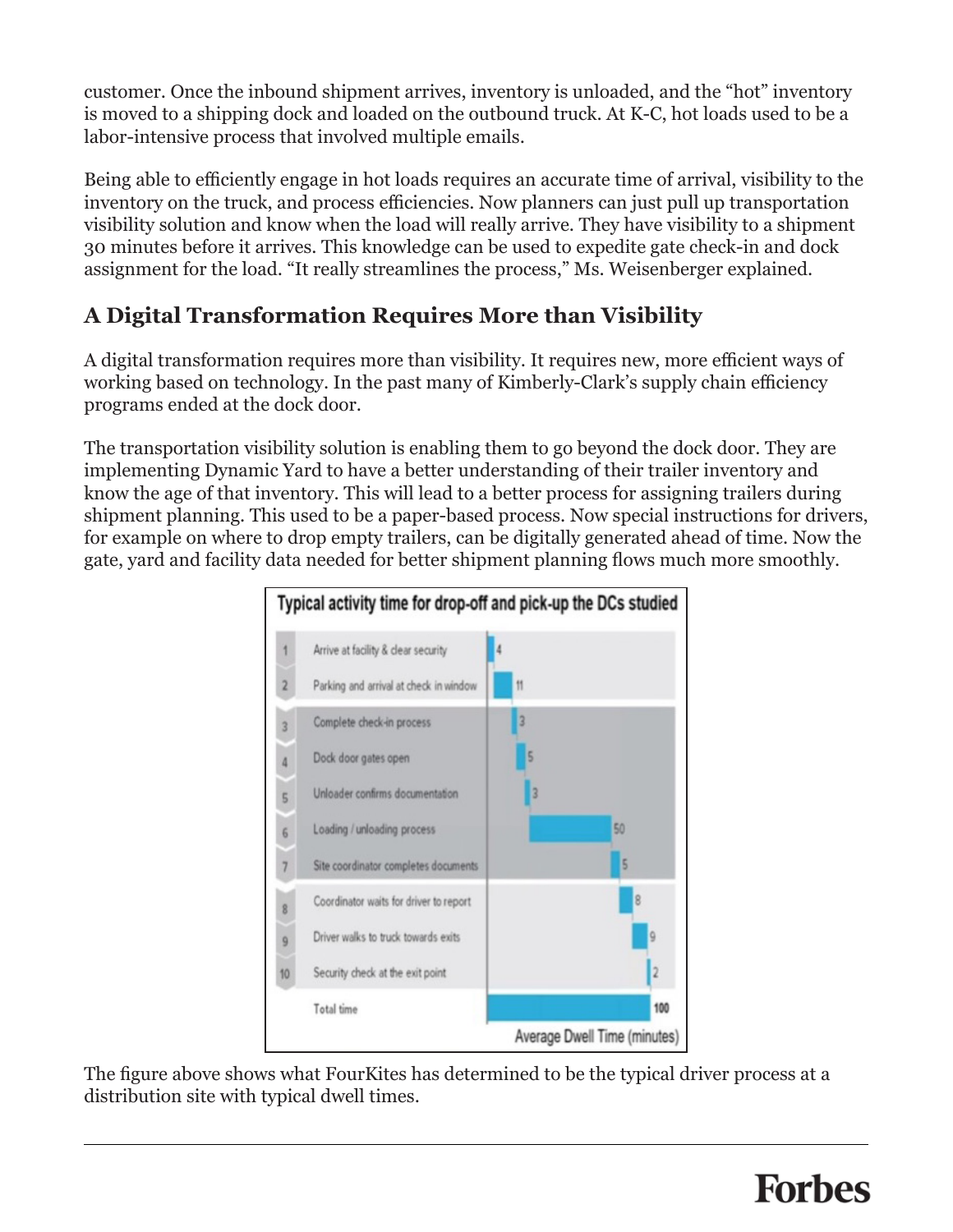customer. Once the inbound shipment arrives, inventory is unloaded, and the "hot" inventory is moved to a shipping dock and loaded on the outbound truck. At K-C, hot loads used to be a labor-intensive process that involved multiple emails.

Being able to efficiently engage in hot loads requires an accurate time of arrival, visibility to the inventory on the truck, and process efficiencies. Now planners can just pull up transportation visibility solution and know when the load will really arrive. They have visibility to a shipment 30 minutes before it arrives. This knowledge can be used to expedite gate check-in and dock assignment for the load. "It really streamlines the process," Ms. Weisenberger explained.

## A Digital Transformation Requires More than Visibility

A digital transformation requires more than visibility. It requires new, more efficient ways of working based on technology. In the past many of Kimberly-Clark's supply chain efficiency programs ended at the dock door.

The transportation visibility solution is enabling them to go beyond the dock door. They are implementing Dynamic Yard to have a better understanding of their trailer inventory and know the age of that inventory. This will lead to a better process for assigning trailers during shipment planning. This used to be a paper-based process. Now special instructions for drivers, for example on where to drop empty trailers, can be digitally generated ahead of time. Now the gate, yard and facility data needed for better shipment planning flows much more smoothly.

**Typical activity time for drop-off and pick-up the DCs studied**

| # | Activity | Average Dwell Time (minutes) |
|---|---|---|
| 1 | Arrive at facility & clear security | 4 |
| 2 | Parking and arrival at check in window | 11 |
| 3 | Complete check-in process | 3 |
| 4 | Dock door gates open | 5 |
| 5 | Unloader confirms documentation | 3 |
| 6 | Loading / unloading process | 50 |
| 7 | Site coordinator completes documents | 5 |
| 8 | Coordinator waits for driver to report | 8 |
| 9 | Driver walks to truck towards exits | 9 |
| 10 | Security check at the exit point | 2 |
| | Total time | 100 |

The figure above shows what FourKites has determined to be the typical driver process at a distribution site with typical dwell times.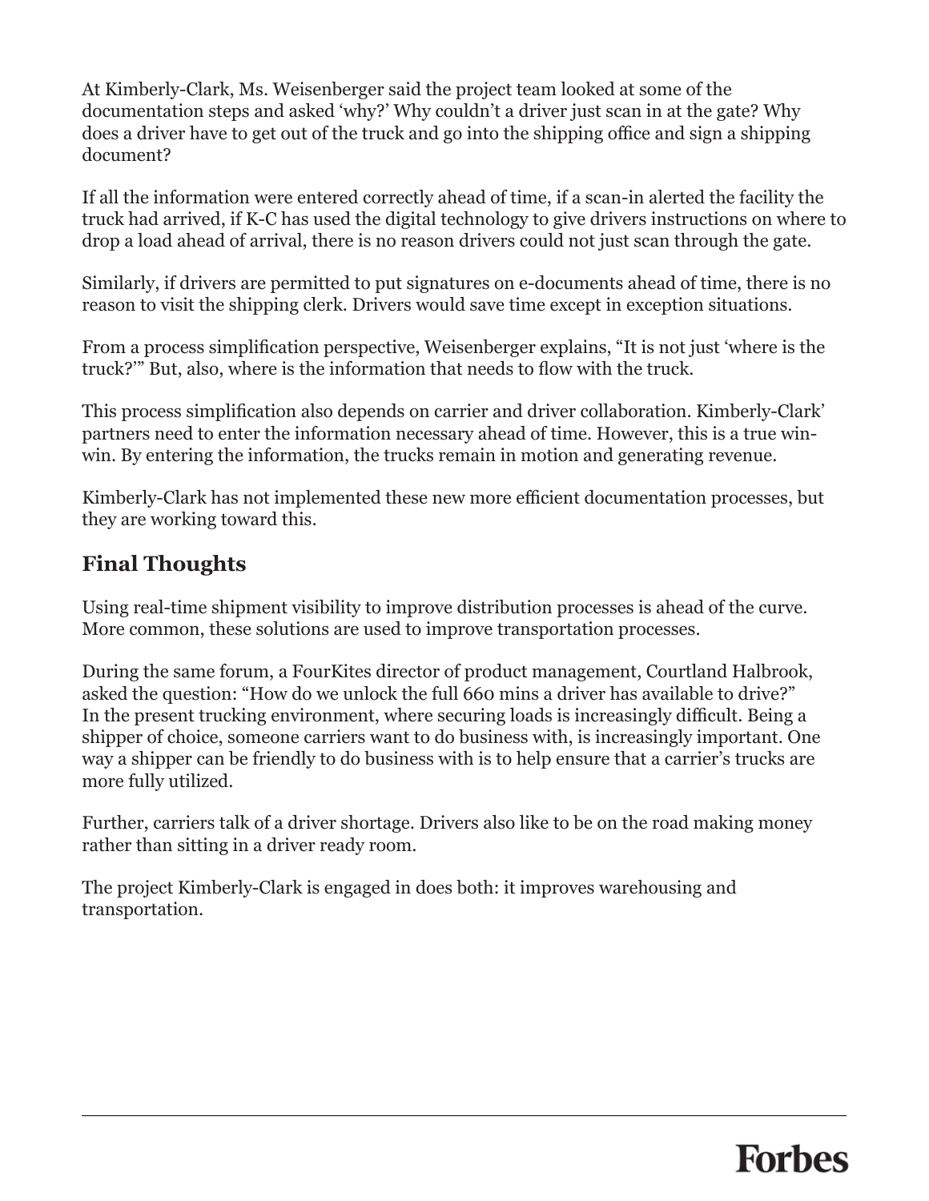At Kimberly-Clark, Ms. Weisenberger said the project team looked at some of the documentation steps and asked 'why?' Why couldn't a driver just scan in at the gate? Why does a driver have to get out of the truck and go into the shipping office and sign a shipping document?

If all the information were entered correctly ahead of time, if a scan-in alerted the facility the truck had arrived, if K-C has used the digital technology to give drivers instructions on where to drop a load ahead of arrival, there is no reason drivers could not just scan through the gate.

Similarly, if drivers are permitted to put signatures on e-documents ahead of time, there is no reason to visit the shipping clerk. Drivers would save time except in exception situations.

From a process simplification perspective, Weisenberger explains, "It is not just 'where is the truck?'" But, also, where is the information that needs to flow with the truck.

This process simplification also depends on carrier and driver collaboration. Kimberly-Clark' partners need to enter the information necessary ahead of time. However, this is a true win-win. By entering the information, the trucks remain in motion and generating revenue.

Kimberly-Clark has not implemented these new more efficient documentation processes, but they are working toward this.

## Final Thoughts

Using real-time shipment visibility to improve distribution processes is ahead of the curve. More common, these solutions are used to improve transportation processes.

During the same forum, a FourKites director of product management, Courtland Halbrook, asked the question: "How do we unlock the full 660 mins a driver has available to drive?" In the present trucking environment, where securing loads is increasingly difficult. Being a shipper of choice, someone carriers want to do business with, is increasingly important. One way a shipper can be friendly to do business with is to help ensure that a carrier's trucks are more fully utilized.

Further, carriers talk of a driver shortage. Drivers also like to be on the road making money rather than sitting in a driver ready room.

The project Kimberly-Clark is engaged in does both: it improves warehousing and transportation.